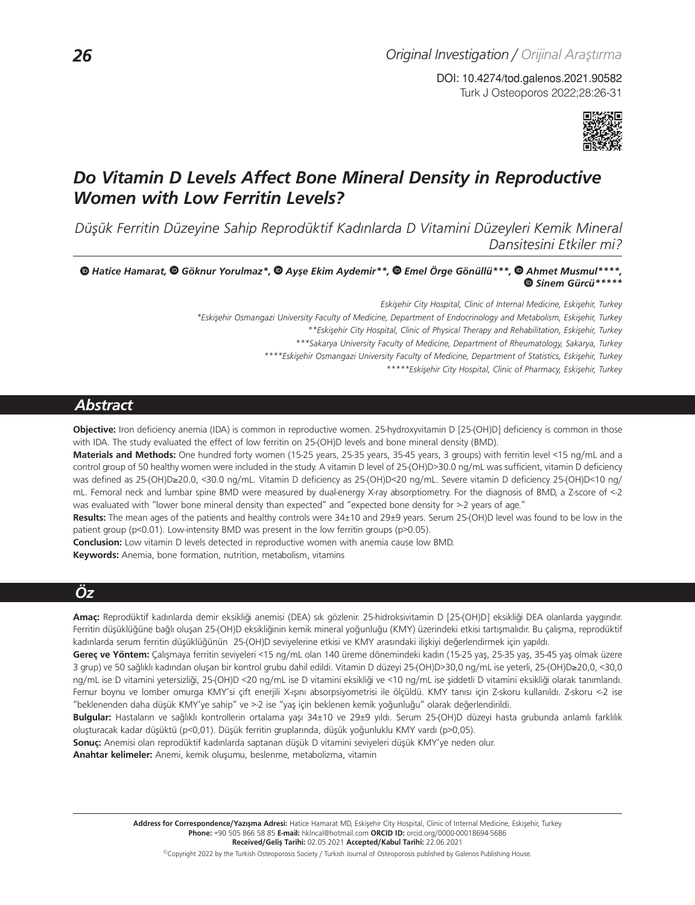Original Investigation / Orijinal Araştırma

DOI: 10.4274/tod.galenos.2021.90582

# Do Vitamin D Levels Affect Bone Mineral Density in Reproductive Women with Low Ferritin Levels?

*Düşük Ferritin Düzeyine Sahip Reprodüktif Kadınlarda D Vitamini Düzeyleri Kemik Mineral Dansitesini Etkiler mi?*

**Hatice Hamarat, Göknur Yorulmaz\*, Ayşe Ekim Aydemir\*\*, Emel Örge Gönüllü\*\*\*, Ahmet Musmul\*\*\*\*, Sinem Gürcü\*\*\*\*\***

*Eskişehir City Hospital, Clinic of Internal Medicine, Eskişehir, Turkey*

*\*Eskişehir Osmangazi University Faculty of Medicine, Department of Endocrinology and Metabolism, Eskişehir, Turkey*

*\*\*Eskişehir City Hospital, Clinic of Physical Therapy and Rehabilitation, Eskişehir, Turkey*

*\*\*\*Sakarya University Faculty of Medicine, Department of Rheumatology, Sakarya, Turkey*

*\*\*\*\*Eskişehir Osmangazi University Faculty of Medicine, Department of Statistics, Eskişehir, Turkey*

*\*\*\*\*\*Eskişehir City Hospital, Clinic of Pharmacy, Eskişehir, Turkey*

## Abstract

**Objective:** Iron deficiency anemia (IDA) is common in reproductive women. 25-hydroxyvitamin D [25-(OH)D] deficiency is common in those with IDA. The study evaluated the effect of low ferritin on 25-(OH)D levels and bone mineral density (BMD).

**Materials and Methods:** One hundred forty women (15-25 years, 25-35 years, 35-45 years, 3 groups) with ferritin level <15 ng/mL and a control group of 50 healthy women were included in the study. A vitamin D level of 25-(OH)D>30.0 ng/mL was sufficient, vitamin D deficiency was defined as 25-(OH)D≥20.0, <30.0 ng/mL. Vitamin D deficiency as 25-(OH)D<20 ng/mL. Severe vitamin D deficiency 25-(OH)D<10 ng/mL. Femoral neck and lumbar spine BMD were measured by dual-energy X-ray absorptiometry. For the diagnosis of BMD, a Z-score of <-2 was evaluated with "lower bone mineral density than expected" and "expected bone density for >-2 years of age."

**Results:** The mean ages of the patients and healthy controls were 34±10 and 29±9 years. Serum 25-(OH)D level was found to be low in the patient group ($p<0.01$). Low-intensity BMD was present in the low ferritin groups ($p>0.05$).

**Conclusion:** Low vitamin D levels detected in reproductive women with anemia cause low BMD.

**Keywords:** Anemia, bone formation, nutrition, metabolism, vitamins

## Öz

**Amaç:** Reprodüktif kadınlarda demir eksikliği anemisi (DEA) sık gözlenir. 25-hidroksivitamin D [25-(OH)D] eksikliği DEA olanlarda yaygındır. Ferritin düşüklüğüne bağlı oluşan 25-(OH)D eksikliğinin kemik mineral yoğunluğu (KMY) üzerindeki etkisi tartışmalıdır. Bu çalışma, reprodüktif kadınlarda serum ferritin düşüklüğünün 25-(OH)D seviyelerine etkisi ve KMY arasındaki ilişkiyi değerlendirmek için yapıldı.

**Gereç ve Yöntem:** Çalışmaya ferritin seviyeleri <15 ng/mL olan 140 üreme dönemindeki kadın (15-25 yaş, 25-35 yaş, 35-45 yaş olmak üzere 3 grup) ve 50 sağlıklı kadından oluşan bir kontrol grubu dahil edildi. Vitamin D düzeyi 25-(OH)D>30,0 ng/mL ise yeterli, 25-(OH)D≥20,0, <30,0 ng/mL ise D vitamini yetersizliği, 25-(OH)D <20 ng/mL ise D vitamini eksikliği ve <10 ng/mL ise şiddetli D vitamini eksikliği olarak tanımlandı. Femur boynu ve lomber omurga KMY'si çift enerjili X-ışını absorpsiyometrisi ile ölçüldü. KMY tanısı için Z-skoru kullanıldı. Z-skoru <-2 ise "beklenenden daha düşük KMY'ye sahip" ve >-2 ise "yaş için beklenen kemik yoğunluğu" olarak değerlendirildi.

**Bulgular:** Hastaların ve sağlıklı kontrollerin ortalama yaşı 34±10 ve 29±9 yıldı. Serum 25-(OH)D düzeyi hasta grubunda anlamlı farklılık oluşturacak kadar düşüktü ($p<0,01$). Düşük ferritin gruplarında, düşük yoğunluklu KMY vardı ($p>0,05$).

**Sonuç:** Anemisi olan reprodüktif kadınlarda saptanan düşük D vitamini seviyeleri düşük KMY'ye neden olur.

**Anahtar kelimeler:** Anemi, kemik oluşumu, beslenme, metabolizma, vitamin

---

**Address for Correspondence/Yazışma Adresi:** Hatice Hamarat MD, Eskişehir City Hospital, Clinic of Internal Medicine, Eskişehir, Turkey
**Phone:** +90 505 866 58 85 **E-mail:** hklncal@hotmail.com **ORCID ID:** orcid.org/0000-00018694-5686
**Received/Geliş Tarihi:** 02.05.2021 **Accepted/Kabul Tarihi:** 22.06.2021

©Copyright 2022 by the Turkish Osteoporosis Society / Turkish Journal of Osteoporosis published by Galenos Publishing House.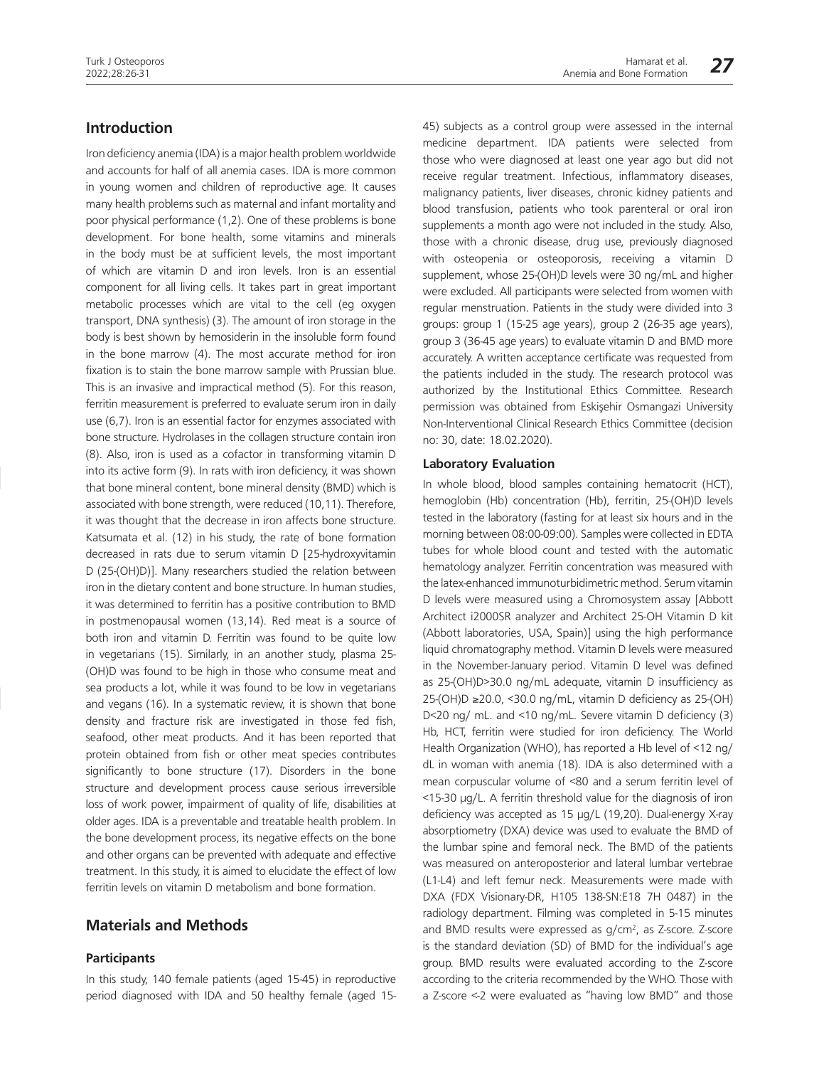## Introduction

Iron deficiency anemia (IDA) is a major health problem worldwide and accounts for half of all anemia cases. IDA is more common in young women and children of reproductive age. It causes many health problems such as maternal and infant mortality and poor physical performance (1,2). One of these problems is bone development. For bone health, some vitamins and minerals in the body must be at sufficient levels, the most important of which are vitamin D and iron levels. Iron is an essential component for all living cells. It takes part in great important metabolic processes which are vital to the cell (eg oxygen transport, DNA synthesis) (3). The amount of iron storage in the body is best shown by hemosiderin in the insoluble form found in the bone marrow (4). The most accurate method for iron fixation is to stain the bone marrow sample with Prussian blue. This is an invasive and impractical method (5). For this reason, ferritin measurement is preferred to evaluate serum iron in daily use (6,7). Iron is an essential factor for enzymes associated with bone structure. Hydrolases in the collagen structure contain iron (8). Also, iron is used as a cofactor in transforming vitamin D into its active form (9). In rats with iron deficiency, it was shown that bone mineral content, bone mineral density (BMD) which is associated with bone strength, were reduced (10,11). Therefore, it was thought that the decrease in iron affects bone structure. Katsumata et al. (12) in his study, the rate of bone formation decreased in rats due to serum vitamin D [25-hydroxyvitamin D (25-(OH)D)]. Many researchers studied the relation between iron in the dietary content and bone structure. In human studies, it was determined to ferritin has a positive contribution to BMD in postmenopausal women (13,14). Red meat is a source of both iron and vitamin D. Ferritin was found to be quite low in vegetarians (15). Similarly, in an another study, plasma 25-(OH)D was found to be high in those who consume meat and sea products a lot, while it was found to be low in vegetarians and vegans (16). In a systematic review, it is shown that bone density and fracture risk are investigated in those fed fish, seafood, other meat products. And it has been reported that protein obtained from fish or other meat species contributes significantly to bone structure (17). Disorders in the bone structure and development process cause serious irreversible loss of work power, impairment of quality of life, disabilities at older ages. IDA is a preventable and treatable health problem. In the bone development process, its negative effects on the bone and other organs can be prevented with adequate and effective treatment. In this study, it is aimed to elucidate the effect of low ferritin levels on vitamin D metabolism and bone formation.

## Materials and Methods

### Participants

In this study, 140 female patients (aged 15-45) in reproductive period diagnosed with IDA and 50 healthy female (aged 15-45) subjects as a control group were assessed in the internal medicine department. IDA patients were selected from those who were diagnosed at least one year ago but did not receive regular treatment. Infectious, inflammatory diseases, malignancy patients, liver diseases, chronic kidney patients and blood transfusion, patients who took parenteral or oral iron supplements a month ago were not included in the study. Also, those with a chronic disease, drug use, previously diagnosed with osteopenia or osteoporosis, receiving a vitamin D supplement, whose 25-(OH)D levels were 30 ng/mL and higher were excluded. All participants were selected from women with regular menstruation. Patients in the study were divided into 3 groups: group 1 (15-25 age years), group 2 (26-35 age years), group 3 (36-45 age years) to evaluate vitamin D and BMD more accurately. A written acceptance certificate was requested from the patients included in the study. The research protocol was authorized by the Institutional Ethics Committee. Research permission was obtained from Eskişehir Osmangazi University Non-Interventional Clinical Research Ethics Committee (decision no: 30, date: 18.02.2020).

### Laboratory Evaluation

In whole blood, blood samples containing hematocrit (HCT), hemoglobin (Hb) concentration (Hb), ferritin, 25-(OH)D levels tested in the laboratory (fasting for at least six hours and in the morning between 08:00-09:00). Samples were collected in EDTA tubes for whole blood count and tested with the automatic hematology analyzer. Ferritin concentration was measured with the latex-enhanced immunoturbidimetric method. Serum vitamin D levels were measured using a Chromosystem assay [Abbott Architect i2000SR analyzer and Architect 25-OH Vitamin D kit (Abbott laboratories, USA, Spain)] using the high performance liquid chromatography method. Vitamin D levels were measured in the November-January period. Vitamin D level was defined as 25-(OH)D>30.0 ng/mL adequate, vitamin D insufficiency as 25-(OH)D ≥20.0, <30.0 ng/mL, vitamin D deficiency as 25-(OH) D<20 ng/ mL. and <10 ng/mL. Severe vitamin D deficiency (3) Hb, HCT, ferritin were studied for iron deficiency. The World Health Organization (WHO), has reported a Hb level of <12 ng/dL in woman with anemia (18). IDA is also determined with a mean corpuscular volume of <80 and a serum ferritin level of <15-30 µg/L. A ferritin threshold value for the diagnosis of iron deficiency was accepted as 15 µg/L (19,20). Dual-energy X-ray absorptiometry (DXA) device was used to evaluate the BMD of the lumbar spine and femoral neck. The BMD of the patients was measured on anteroposterior and lateral lumbar vertebrae (L1-L4) and left femur neck. Measurements were made with DXA (FDX Visionary-DR, H105 138-SN:E18 7H 0487) in the radiology department. Filming was completed in 5-15 minutes and BMD results were expressed as g/cm$^2$, as Z-score. Z-score is the standard deviation (SD) of BMD for the individual's age group. BMD results were evaluated according to the Z-score according to the criteria recommended by the WHO. Those with a Z-score <-2 were evaluated as "having low BMD" and those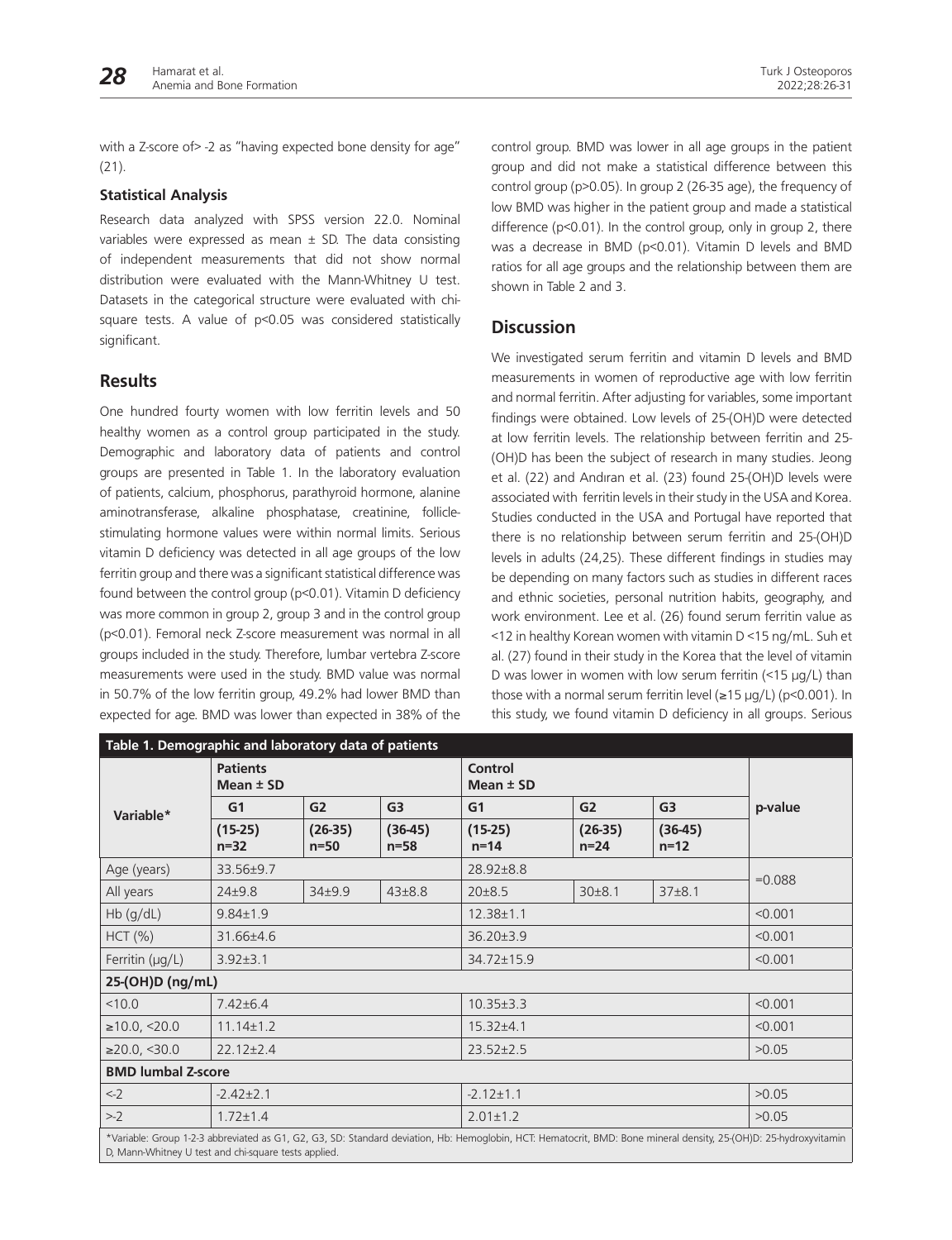with a Z-score of> -2 as "having expected bone density for age" (21).

### Statistical Analysis

Research data analyzed with SPSS version 22.0. Nominal variables were expressed as mean ± SD. The data consisting of independent measurements that did not show normal distribution were evaluated with the Mann-Whitney U test. Datasets in the categorical structure were evaluated with chi-square tests. A value of p<0.05 was considered statistically significant.

## Results

One hundred fourty women with low ferritin levels and 50 healthy women as a control group participated in the study. Demographic and laboratory data of patients and control groups are presented in Table 1. In the laboratory evaluation of patients, calcium, phosphorus, parathyroid hormone, alanine aminotransferase, alkaline phosphatase, creatinine, follicle-stimulating hormone values were within normal limits. Serious vitamin D deficiency was detected in all age groups of the low ferritin group and there was a significant statistical difference was found between the control group (p<0.01). Vitamin D deficiency was more common in group 2, group 3 and in the control group (p<0.01). Femoral neck Z-score measurement was normal in all groups included in the study. Therefore, lumbar vertebra Z-score measurements were used in the study. BMD value was normal in 50.7% of the low ferritin group, 49.2% had lower BMD than expected for age. BMD was lower than expected in 38% of the control group. BMD was lower in all age groups in the patient group and did not make a statistical difference between this control group (p>0.05). In group 2 (26-35 age), the frequency of low BMD was higher in the patient group and made a statistical difference (p<0.01). In the control group, only in group 2, there was a decrease in BMD (p<0.01). Vitamin D levels and BMD ratios for all age groups and the relationship between them are shown in Table 2 and 3.

## Discussion

We investigated serum ferritin and vitamin D levels and BMD measurements in women of reproductive age with low ferritin and normal ferritin. After adjusting for variables, some important findings were obtained. Low levels of 25-(OH)D were detected at low ferritin levels. The relationship between ferritin and 25-(OH)D has been the subject of research in many studies. Jeong et al. (22) and Andıran et al. (23) found 25-(OH)D levels were associated with ferritin levels in their study in the USA and Korea. Studies conducted in the USA and Portugal have reported that there is no relationship between serum ferritin and 25-(OH)D levels in adults (24,25). These different findings in studies may be depending on many factors such as studies in different races and ethnic societies, personal nutrition habits, geography, and work environment. Lee et al. (26) found serum ferritin value as <12 in healthy Korean women with vitamin D <15 ng/mL. Suh et al. (27) found in their study in the Korea that the level of vitamin D was lower in women with low serum ferritin (<15 µg/L) than those with a normal serum ferritin level (≥15 µg/L) (p<0.001). In this study, we found vitamin D deficiency in all groups. Serious

**Table 1. Demographic and laboratory data of patients**

| Variable* | Patients Mean ± SD | | | Control Mean ± SD | | | p-value |
|---|---|---|---|---|---|---|---|
| | G1 | G2 | G3 | G1 | G2 | G3 | |
| | (15-25) n=32 | (26-35) n=50 | (36-45) n=58 | (15-25) n=14 | (26-35) n=24 | (36-45) n=12 | |
| Age (years) | 33.56±9.7 | | | 28.92±8.8 | | | =0.088 |
| All years | 24±9.8 | 34±9.9 | 43±8.8 | 20±8.5 | 30±8.1 | 37±8.1 | |
| Hb (g/dL) | 9.84±1.9 | | | 12.38±1.1 | | | <0.001 |
| HCT (%) | 31.66±4.6 | | | 36.20±3.9 | | | <0.001 |
| Ferritin (µg/L) | 3.92±3.1 | | | 34.72±15.9 | | | <0.001 |
| **25-(OH)D (ng/mL)** | | | | | | | |
| <10.0 | 7.42±6.4 | | | 10.35±3.3 | | | <0.001 |
| ≥10.0, <20.0 | 11.14±1.2 | | | 15.32±4.1 | | | <0.001 |
| ≥20.0, <30.0 | 22.12±2.4 | | | 23.52±2.5 | | | >0.05 |
| **BMD lumbal Z-score** | | | | | | | |
| <-2 | -2.42±2.1 | | | -2.12±1.1 | | | >0.05 |
| >-2 | 1.72±1.4 | | | 2.01±1.2 | | | >0.05 |

*Variable: Group 1-2-3 abbreviated as G1, G2, G3, SD: Standard deviation, Hb: Hemoglobin, HCT: Hematocrit, BMD: Bone mineral density, 25-(OH)D: 25-hydroxyvitamin D, Mann-Whitney U test and chi-square tests applied.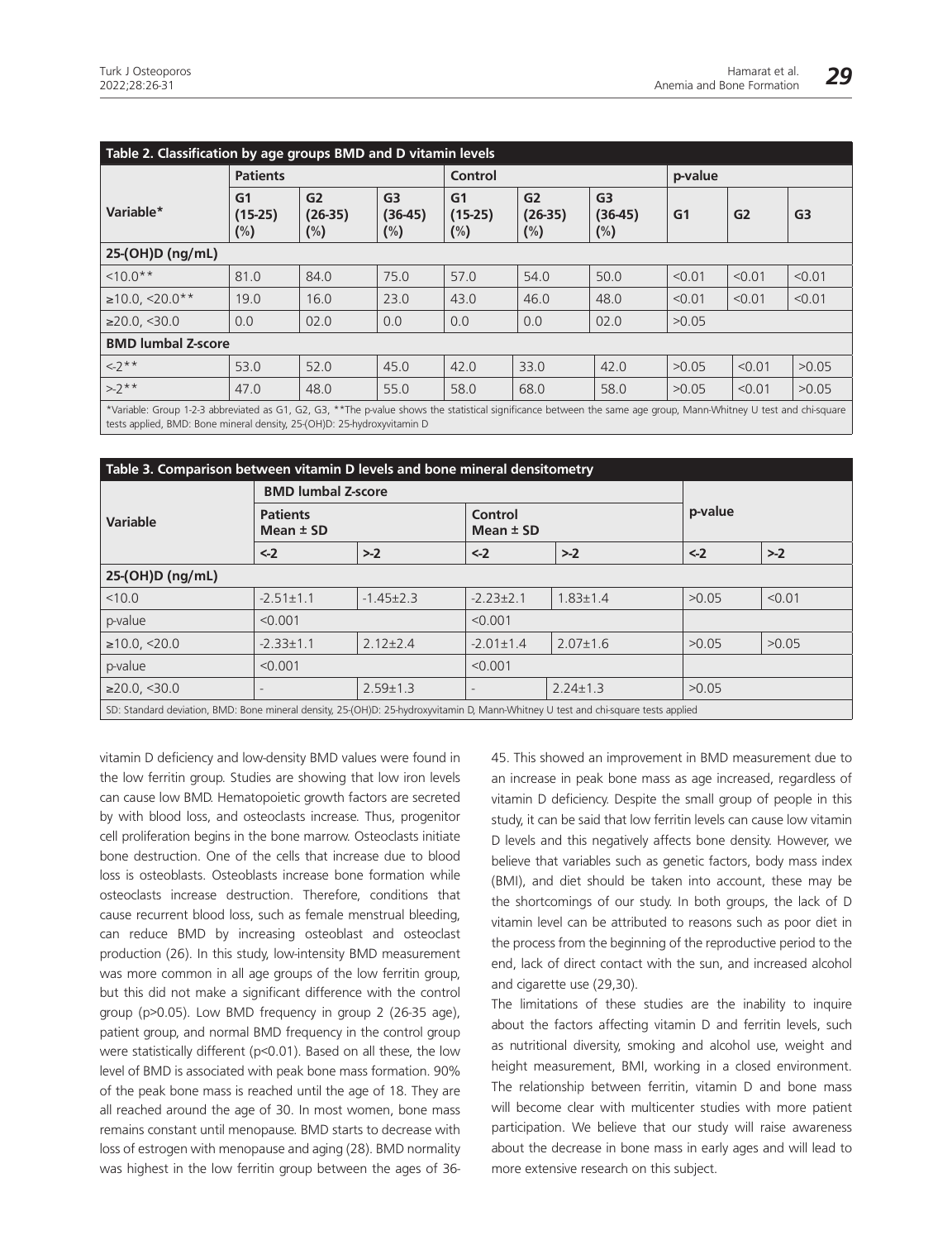**Table 2. Classification by age groups BMD and D vitamin levels**

| Variable* | Patients | | | Control | | | p-value | | |
|---|---|---|---|---|---|---|---|---|---|
| | G1 (15-25) (%) | G2 (26-35) (%) | G3 (36-45) (%) | G1 (15-25) (%) | G2 (26-35) (%) | G3 (36-45) (%) | G1 | G2 | G3 |
| **25-(OH)D (ng/mL)** | | | | | | | | | |
| <10.0** | 81.0 | 84.0 | 75.0 | 57.0 | 54.0 | 50.0 | <0.01 | <0.01 | <0.01 |
| ≥10.0, <20.0** | 19.0 | 16.0 | 23.0 | 43.0 | 46.0 | 48.0 | <0.01 | <0.01 | <0.01 |
| ≥20.0, <30.0 | 0.0 | 02.0 | 0.0 | 0.0 | 0.0 | 02.0 | >0.05 | | |
| **BMD lumbal Z-score** | | | | | | | | | |
| <-2** | 53.0 | 52.0 | 45.0 | 42.0 | 33.0 | 42.0 | >0.05 | <0.01 | >0.05 |
| >-2** | 47.0 | 48.0 | 55.0 | 58.0 | 68.0 | 58.0 | >0.05 | <0.01 | >0.05 |

*Variable: Group 1-2-3 abbreviated as G1, G2, G3, **The p-value shows the statistical significance between the same age group, Mann-Whitney U test and chi-square tests applied, BMD: Bone mineral density, 25-(OH)D: 25-hydroxyvitamin D

**Table 3. Comparison between vitamin D levels and bone mineral densitometry**

| Variable | BMD lumbal Z-score | | | | p-value | |
|---|---|---|---|---|---|---|
| | Patients Mean ± SD | | Control Mean ± SD | | | |
| | <-2 | >-2 | <-2 | >-2 | <-2 | >-2 |
| **25-(OH)D (ng/mL)** | | | | | | |
| <10.0 | -2.51±1.1 | -1.45±2.3 | -2.23±2.1 | 1.83±1.4 | >0.05 | <0.01 |
| p-value | <0.001 | | <0.001 | | | |
| ≥10.0, <20.0 | -2.33±1.1 | 2.12±2.4 | -2.01±1.4 | 2.07±1.6 | >0.05 | >0.05 |
| p-value | <0.001 | | <0.001 | | | |
| ≥20.0, <30.0 | - | 2.59±1.3 | - | 2.24±1.3 | >0.05 | |

SD: Standard deviation, BMD: Bone mineral density, 25-(OH)D: 25-hydroxyvitamin D, Mann-Whitney U test and chi-square tests applied

vitamin D deficiency and low-density BMD values were found in the low ferritin group. Studies are showing that low iron levels can cause low BMD. Hematopoietic growth factors are secreted by with blood loss, and osteoclasts increase. Thus, progenitor cell proliferation begins in the bone marrow. Osteoclasts initiate bone destruction. One of the cells that increase due to blood loss is osteoblasts. Osteoblasts increase bone formation while osteoclasts increase destruction. Therefore, conditions that cause recurrent blood loss, such as female menstrual bleeding, can reduce BMD by increasing osteoblast and osteoclast production (26). In this study, low-intensity BMD measurement was more common in all age groups of the low ferritin group, but this did not make a significant difference with the control group (p>0.05). Low BMD frequency in group 2 (26-35 age), patient group, and normal BMD frequency in the control group were statistically different (p<0.01). Based on all these, the low level of BMD is associated with peak bone mass formation. 90% of the peak bone mass is reached until the age of 18. They are all reached around the age of 30. In most women, bone mass remains constant until menopause. BMD starts to decrease with loss of estrogen with menopause and aging (28). BMD normality was highest in the low ferritin group between the ages of 36-45. This showed an improvement in BMD measurement due to an increase in peak bone mass as age increased, regardless of vitamin D deficiency. Despite the small group of people in this study, it can be said that low ferritin levels can cause low vitamin D levels and this negatively affects bone density. However, we believe that variables such as genetic factors, body mass index (BMI), and diet should be taken into account, these may be the shortcomings of our study. In both groups, the lack of D vitamin level can be attributed to reasons such as poor diet in the process from the beginning of the reproductive period to the end, lack of direct contact with the sun, and increased alcohol and cigarette use (29,30).

The limitations of these studies are the inability to inquire about the factors affecting vitamin D and ferritin levels, such as nutritional diversity, smoking and alcohol use, weight and height measurement, BMI, working in a closed environment. The relationship between ferritin, vitamin D and bone mass will become clear with multicenter studies with more patient participation. We believe that our study will raise awareness about the decrease in bone mass in early ages and will lead to more extensive research on this subject.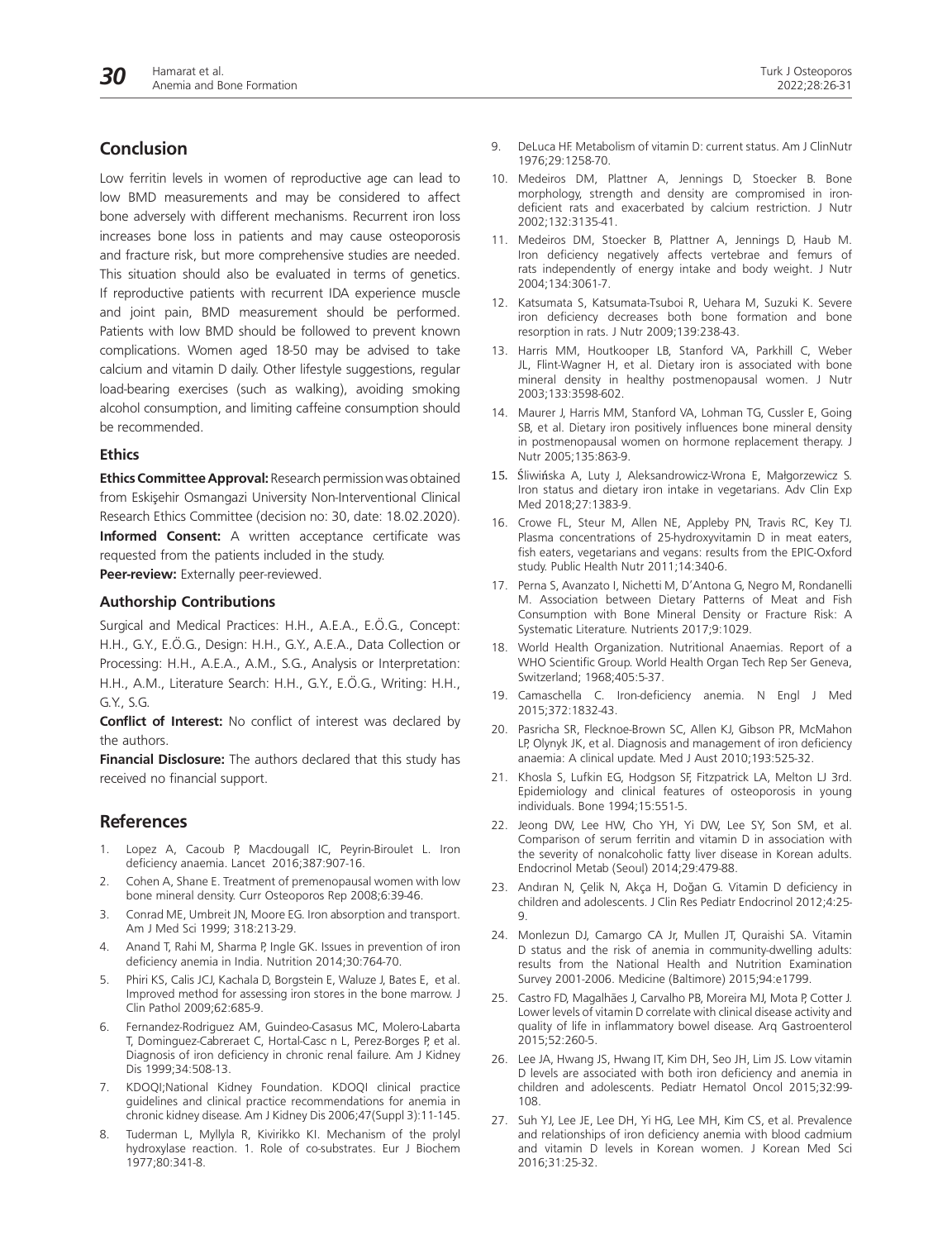## Conclusion

Low ferritin levels in women of reproductive age can lead to low BMD measurements and may be considered to affect bone adversely with different mechanisms. Recurrent iron loss increases bone loss in patients and may cause osteoporosis and fracture risk, but more comprehensive studies are needed. This situation should also be evaluated in terms of genetics. If reproductive patients with recurrent IDA experience muscle and joint pain, BMD measurement should be performed. Patients with low BMD should be followed to prevent known complications. Women aged 18-50 may be advised to take calcium and vitamin D daily. Other lifestyle suggestions, regular load-bearing exercises (such as walking), avoiding smoking alcohol consumption, and limiting caffeine consumption should be recommended.

### Ethics

**Ethics Committee Approval:** Research permission was obtained from Eskişehir Osmangazi University Non-Interventional Clinical Research Ethics Committee (decision no: 30, date: 18.02.2020).

**Informed Consent:** A written acceptance certificate was requested from the patients included in the study.

**Peer-review:** Externally peer-reviewed.

### Authorship Contributions

Surgical and Medical Practices: H.H., A.E.A., E.Ö.G., Concept: H.H., G.Y., E.Ö.G., Design: H.H., G.Y., A.E.A., Data Collection or Processing: H.H., A.E.A., A.M., S.G., Analysis or Interpretation: H.H., A.M., Literature Search: H.H., G.Y., E.Ö.G., Writing: H.H., G.Y., S.G.

**Conflict of Interest:** No conflict of interest was declared by the authors.

**Financial Disclosure:** The authors declared that this study has received no financial support.

## References

1. Lopez A, Cacoub P, Macdougall IC, Peyrin-Biroulet L. Iron deficiency anaemia. Lancet 2016;387:907-16.
2. Cohen A, Shane E. Treatment of premenopausal women with low bone mineral density. Curr Osteoporos Rep 2008;6:39-46.
3. Conrad ME, Umbreit JN, Moore EG. Iron absorption and transport. Am J Med Sci 1999; 318:213-29.
4. Anand T, Rahi M, Sharma P, Ingle GK. Issues in prevention of iron deficiency anemia in India. Nutrition 2014;30:764-70.
5. Phiri KS, Calis JCJ, Kachala D, Borgstein E, Waluze J, Bates E, et al. Improved method for assessing iron stores in the bone marrow. J Clin Pathol 2009;62:685-9.
6. Fernandez-Rodriguez AM, Guindeo-Casasus MC, Molero-Labarta T, Dominguez-Cabreraet C, Hortal-Casc n L, Perez-Borges P, et al. Diagnosis of iron deficiency in chronic renal failure. Am J Kidney Dis 1999;34:508-13.
7. KDOQI;National Kidney Foundation. KDOQI clinical practice guidelines and clinical practice recommendations for anemia in chronic kidney disease. Am J Kidney Dis 2006;47(Suppl 3):11-145.
8. Tuderman L, Myllyla R, Kivirikko KI. Mechanism of the prolyl hydroxylase reaction. 1. Role of co-substrates. Eur J Biochem 1977;80:341-8.
9. DeLuca HF. Metabolism of vitamin D: current status. Am J ClinNutr 1976;29:1258-70.
10. Medeiros DM, Plattner A, Jennings D, Stoecker B. Bone morphology, strength and density are compromised in iron-deficient rats and exacerbated by calcium restriction. J Nutr 2002;132:3135-41.
11. Medeiros DM, Stoecker B, Plattner A, Jennings D, Haub M. Iron deficiency negatively affects vertebrae and femurs of rats independently of energy intake and body weight. J Nutr 2004;134:3061-7.
12. Katsumata S, Katsumata-Tsuboi R, Uehara M, Suzuki K. Severe iron deficiency decreases both bone formation and bone resorption in rats. J Nutr 2009;139:238-43.
13. Harris MM, Houtkooper LB, Stanford VA, Parkhill C, Weber JL, Flint-Wagner H, et al. Dietary iron is associated with bone mineral density in healthy postmenopausal women. J Nutr 2003;133:3598-602.
14. Maurer J, Harris MM, Stanford VA, Lohman TG, Cussler E, Going SB, et al. Dietary iron positively influences bone mineral density in postmenopausal women on hormone replacement therapy. J Nutr 2005;135:863-9.
15. Śliwińska A, Luty J, Aleksandrowicz-Wrona E, Małgorzewicz S. Iron status and dietary iron intake in vegetarians. Adv Clin Exp Med 2018;27:1383-9.
16. Crowe FL, Steur M, Allen NE, Appleby PN, Travis RC, Key TJ. Plasma concentrations of 25-hydroxyvitamin D in meat eaters, fish eaters, vegetarians and vegans: results from the EPIC-Oxford study. Public Health Nutr 2011;14:340-6.
17. Perna S, Avanzato I, Nichetti M, D'Antona G, Negro M, Rondanelli M. Association between Dietary Patterns of Meat and Fish Consumption with Bone Mineral Density or Fracture Risk: A Systematic Literature. Nutrients 2017;9:1029.
18. World Health Organization. Nutritional Anaemias. Report of a WHO Scientific Group. World Health Organ Tech Rep Ser Geneva, Switzerland; 1968;405:5-37.
19. Camaschella C. Iron-deficiency anemia. N Engl J Med 2015;372:1832-43.
20. Pasricha SR, Flecknoe-Brown SC, Allen KJ, Gibson PR, McMahon LP, Olynyk JK, et al. Diagnosis and management of iron deficiency anaemia: A clinical update. Med J Aust 2010;193:525-32.
21. Khosla S, Lufkin EG, Hodgson SF, Fitzpatrick LA, Melton LJ 3rd. Epidemiology and clinical features of osteoporosis in young individuals. Bone 1994;15:551-5.
22. Jeong DW, Lee HW, Cho YH, Yi DW, Lee SY, Son SM, et al. Comparison of serum ferritin and vitamin D in association with the severity of nonalcoholic fatty liver disease in Korean adults. Endocrinol Metab (Seoul) 2014;29:479-88.
23. Andıran N, Çelik N, Akça H, Doğan G. Vitamin D deficiency in children and adolescents. J Clin Res Pediatr Endocrinol 2012;4:25-9.
24. Monlezun DJ, Camargo CA Jr, Mullen JT, Quraishi SA. Vitamin D status and the risk of anemia in community-dwelling adults: results from the National Health and Nutrition Examination Survey 2001-2006. Medicine (Baltimore) 2015;94:e1799.
25. Castro FD, Magalhães J, Carvalho PB, Moreira MJ, Mota P, Cotter J. Lower levels of vitamin D correlate with clinical disease activity and quality of life in inflammatory bowel disease. Arq Gastroenterol 2015;52:260-5.
26. Lee JA, Hwang JS, Hwang IT, Kim DH, Seo JH, Lim JS. Low vitamin D levels are associated with both iron deficiency and anemia in children and adolescents. Pediatr Hematol Oncol 2015;32:99-108.
27. Suh YJ, Lee JE, Lee DH, Yi HG, Lee MH, Kim CS, et al. Prevalence and relationships of iron deficiency anemia with blood cadmium and vitamin D levels in Korean women. J Korean Med Sci 2016;31:25-32.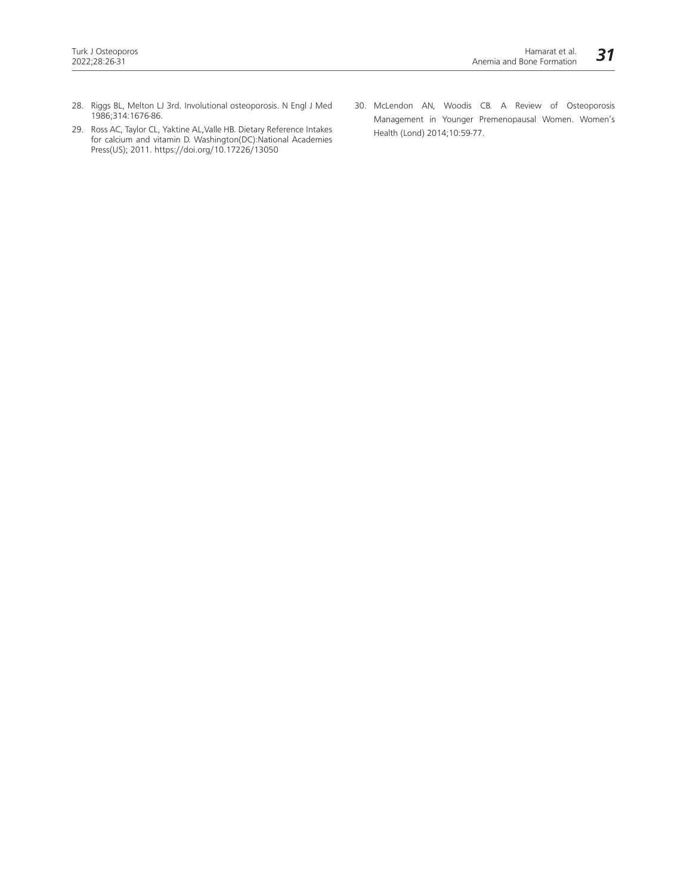28. Riggs BL, Melton LJ 3rd. Involutional osteoporosis. N Engl J Med 1986;314:1676-86.
29. Ross AC, Taylor CL, Yaktine AL,Valle HB. Dietary Reference Intakes for calcium and vitamin D. Washington(DC):National Academies Press(US); 2011. https://doi.org/10.17226/13050
30. McLendon AN, Woodis CB. A Review of Osteoporosis Management in Younger Premenopausal Women. Women's Health (Lond) 2014;10:59-77.